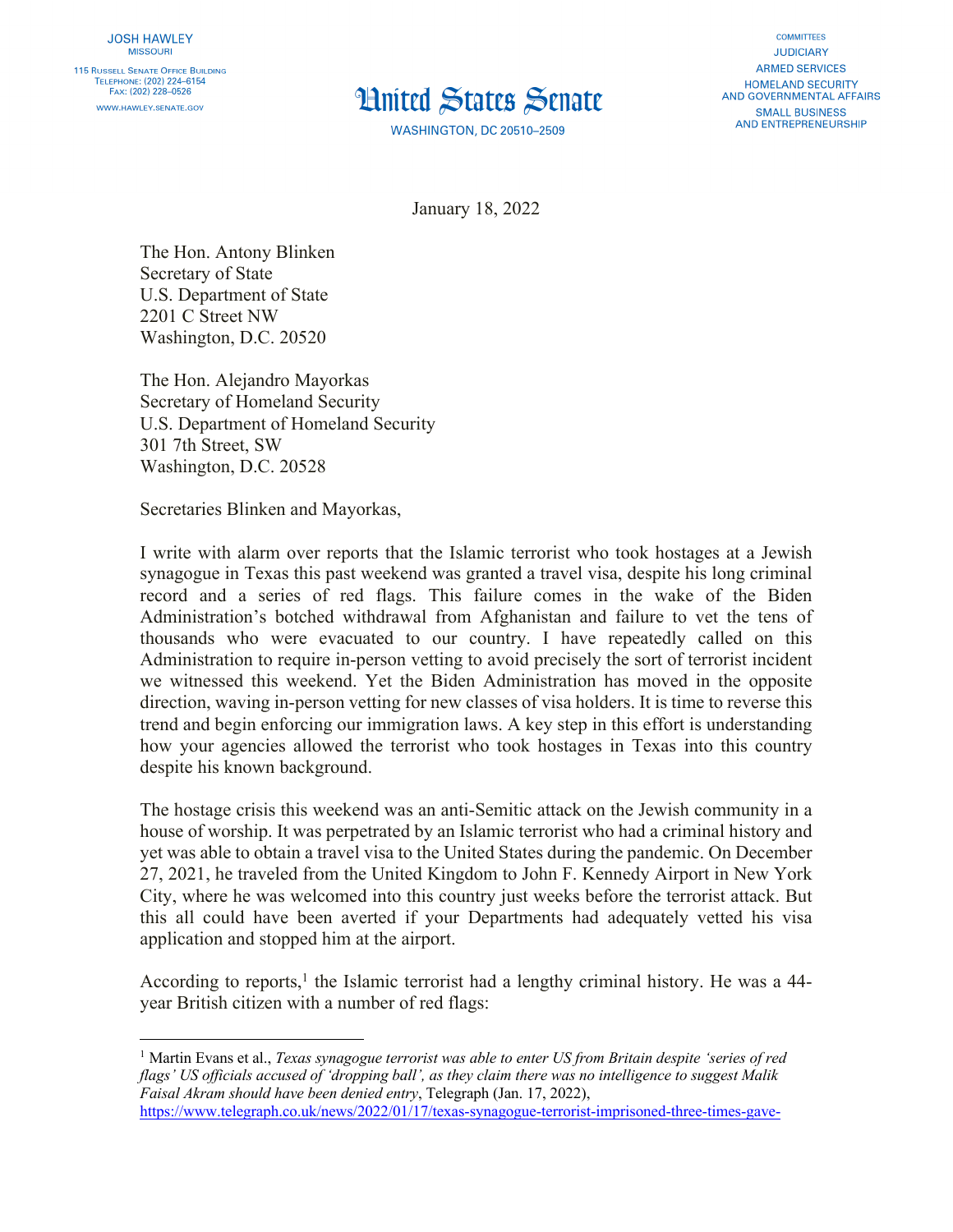JOSH HAWLEY
MISSOURI

115 RUSSELL SENATE OFFICE BUILDING
TELEPHONE: (202) 224–6154
FAX: (202) 228–0526

WWW.HAWLEY.SENATE.GOV

# United States Senate

WASHINGTON, DC 20510–2509

COMMITTEES
JUDICIARY
ARMED SERVICES
HOMELAND SECURITY AND GOVERNMENTAL AFFAIRS
SMALL BUSINESS AND ENTREPRENEURSHIP

January 18, 2022

The Hon. Antony Blinken
Secretary of State
U.S. Department of State
2201 C Street NW
Washington, D.C. 20520

The Hon. Alejandro Mayorkas
Secretary of Homeland Security
U.S. Department of Homeland Security
301 7th Street, SW
Washington, D.C. 20528

Secretaries Blinken and Mayorkas,

I write with alarm over reports that the Islamic terrorist who took hostages at a Jewish synagogue in Texas this past weekend was granted a travel visa, despite his long criminal record and a series of red flags. This failure comes in the wake of the Biden Administration's botched withdrawal from Afghanistan and failure to vet the tens of thousands who were evacuated to our country. I have repeatedly called on this Administration to require in-person vetting to avoid precisely the sort of terrorist incident we witnessed this weekend. Yet the Biden Administration has moved in the opposite direction, waving in-person vetting for new classes of visa holders. It is time to reverse this trend and begin enforcing our immigration laws. A key step in this effort is understanding how your agencies allowed the terrorist who took hostages in Texas into this country despite his known background.

The hostage crisis this weekend was an anti-Semitic attack on the Jewish community in a house of worship. It was perpetrated by an Islamic terrorist who had a criminal history and yet was able to obtain a travel visa to the United States during the pandemic. On December 27, 2021, he traveled from the United Kingdom to John F. Kennedy Airport in New York City, where he was welcomed into this country just weeks before the terrorist attack. But this all could have been averted if your Departments had adequately vetted his visa application and stopped him at the airport.

According to reports,[1] the Islamic terrorist had a lengthy criminal history. He was a 44-year British citizen with a number of red flags:

---

[1] Martin Evans et al., *Texas synagogue terrorist was able to enter US from Britain despite 'series of red flags' US officials accused of 'dropping ball', as they claim there was no intelligence to suggest Malik Faisal Akram should have been denied entry*, Telegraph (Jan. 17, 2022), https://www.telegraph.co.uk/news/2022/01/17/texas-synagogue-terrorist-imprisoned-three-times-gave-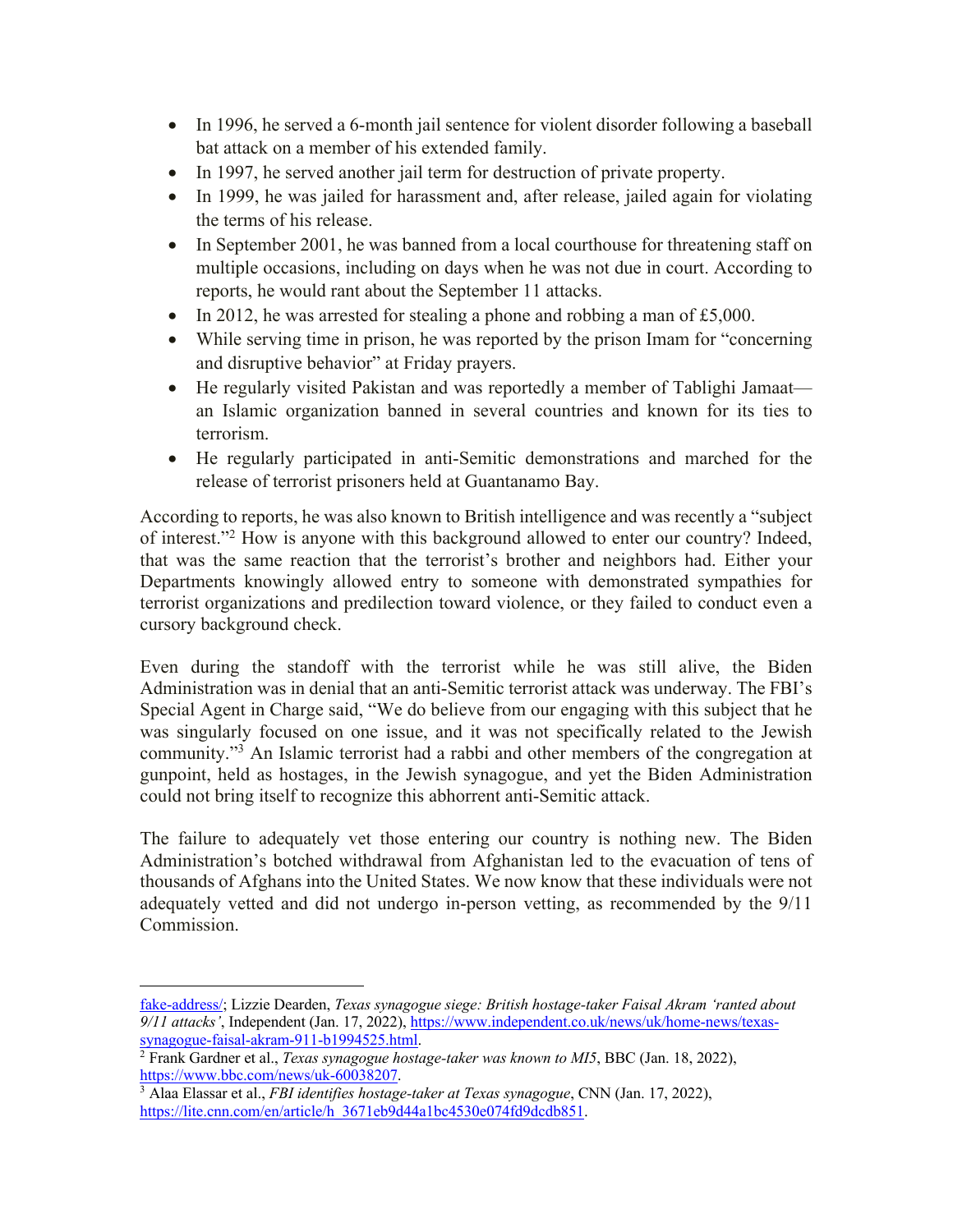- In 1996, he served a 6-month jail sentence for violent disorder following a baseball bat attack on a member of his extended family.
- In 1997, he served another jail term for destruction of private property.
- In 1999, he was jailed for harassment and, after release, jailed again for violating the terms of his release.
- In September 2001, he was banned from a local courthouse for threatening staff on multiple occasions, including on days when he was not due in court. According to reports, he would rant about the September 11 attacks.
- In 2012, he was arrested for stealing a phone and robbing a man of £5,000.
- While serving time in prison, he was reported by the prison Imam for "concerning and disruptive behavior" at Friday prayers.
- He regularly visited Pakistan and was reportedly a member of Tablighi Jamaat—an Islamic organization banned in several countries and known for its ties to terrorism.
- He regularly participated in anti-Semitic demonstrations and marched for the release of terrorist prisoners held at Guantanamo Bay.

According to reports, he was also known to British intelligence and was recently a "subject of interest."[2] How is anyone with this background allowed to enter our country? Indeed, that was the same reaction that the terrorist's brother and neighbors had. Either your Departments knowingly allowed entry to someone with demonstrated sympathies for terrorist organizations and predilection toward violence, or they failed to conduct even a cursory background check.

Even during the standoff with the terrorist while he was still alive, the Biden Administration was in denial that an anti-Semitic terrorist attack was underway. The FBI's Special Agent in Charge said, "We do believe from our engaging with this subject that he was singularly focused on one issue, and it was not specifically related to the Jewish community."[3] An Islamic terrorist had a rabbi and other members of the congregation at gunpoint, held as hostages, in the Jewish synagogue, and yet the Biden Administration could not bring itself to recognize this abhorrent anti-Semitic attack.

The failure to adequately vet those entering our country is nothing new. The Biden Administration's botched withdrawal from Afghanistan led to the evacuation of tens of thousands of Afghans into the United States. We now know that these individuals were not adequately vetted and did not undergo in-person vetting, as recommended by the 9/11 Commission.

---

fake-address/; Lizzie Dearden, *Texas synagogue siege: British hostage-taker Faisal Akram 'ranted about 9/11 attacks'*, Independent (Jan. 17, 2022), https://www.independent.co.uk/news/uk/home-news/texas-synagogue-faisal-akram-911-b1994525.html.

[2] Frank Gardner et al., *Texas synagogue hostage-taker was known to MI5*, BBC (Jan. 18, 2022), https://www.bbc.com/news/uk-60038207.

[3] Alaa Elassar et al., *FBI identifies hostage-taker at Texas synagogue*, CNN (Jan. 17, 2022), https://lite.cnn.com/en/article/h_3671eb9d44a1bc4530e074fd9dcdb851.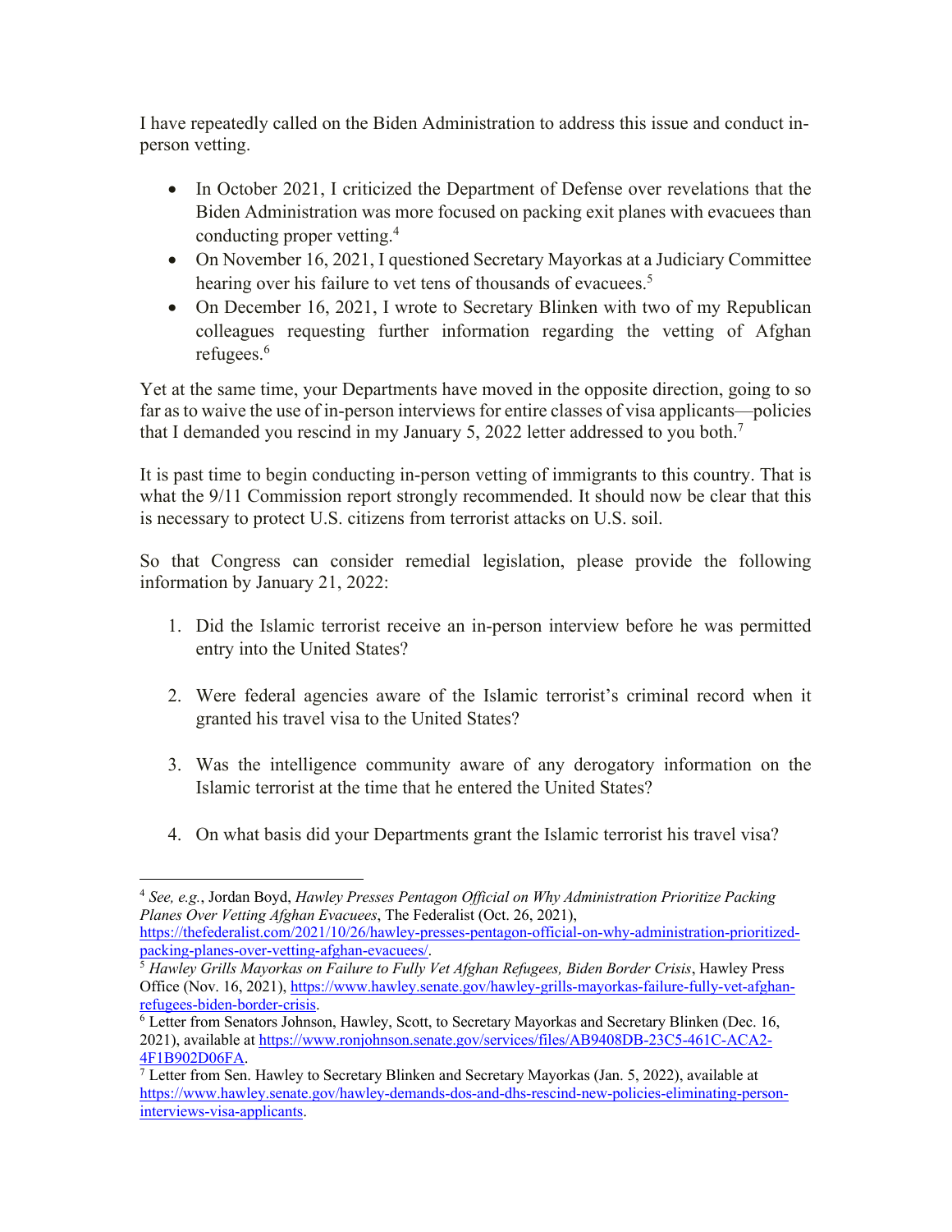I have repeatedly called on the Biden Administration to address this issue and conduct in-person vetting.

- In October 2021, I criticized the Department of Defense over revelations that the Biden Administration was more focused on packing exit planes with evacuees than conducting proper vetting.[4]
- On November 16, 2021, I questioned Secretary Mayorkas at a Judiciary Committee hearing over his failure to vet tens of thousands of evacuees.[5]
- On December 16, 2021, I wrote to Secretary Blinken with two of my Republican colleagues requesting further information regarding the vetting of Afghan refugees.[6]

Yet at the same time, your Departments have moved in the opposite direction, going to so far as to waive the use of in-person interviews for entire classes of visa applicants—policies that I demanded you rescind in my January 5, 2022 letter addressed to you both.[7]

It is past time to begin conducting in-person vetting of immigrants to this country. That is what the 9/11 Commission report strongly recommended. It should now be clear that this is necessary to protect U.S. citizens from terrorist attacks on U.S. soil.

So that Congress can consider remedial legislation, please provide the following information by January 21, 2022:

1. Did the Islamic terrorist receive an in-person interview before he was permitted entry into the United States?

2. Were federal agencies aware of the Islamic terrorist's criminal record when it granted his travel visa to the United States?

3. Was the intelligence community aware of any derogatory information on the Islamic terrorist at the time that he entered the United States?

4. On what basis did your Departments grant the Islamic terrorist his travel visa?

---

[4] *See, e.g.*, Jordan Boyd, *Hawley Presses Pentagon Official on Why Administration Prioritize Packing Planes Over Vetting Afghan Evacuees*, The Federalist (Oct. 26, 2021), https://thefederalist.com/2021/10/26/hawley-presses-pentagon-official-on-why-administration-prioritized-packing-planes-over-vetting-afghan-evacuees/.

[5] *Hawley Grills Mayorkas on Failure to Fully Vet Afghan Refugees, Biden Border Crisis*, Hawley Press Office (Nov. 16, 2021), https://www.hawley.senate.gov/hawley-grills-mayorkas-failure-fully-vet-afghan-refugees-biden-border-crisis.

[6] Letter from Senators Johnson, Hawley, Scott, to Secretary Mayorkas and Secretary Blinken (Dec. 16, 2021), available at https://www.ronjohnson.senate.gov/services/files/AB9408DB-23C5-461C-ACA2-4F1B902D06FA.

[7] Letter from Sen. Hawley to Secretary Blinken and Secretary Mayorkas (Jan. 5, 2022), available at https://www.hawley.senate.gov/hawley-demands-dos-and-dhs-rescind-new-policies-eliminating-person-interviews-visa-applicants.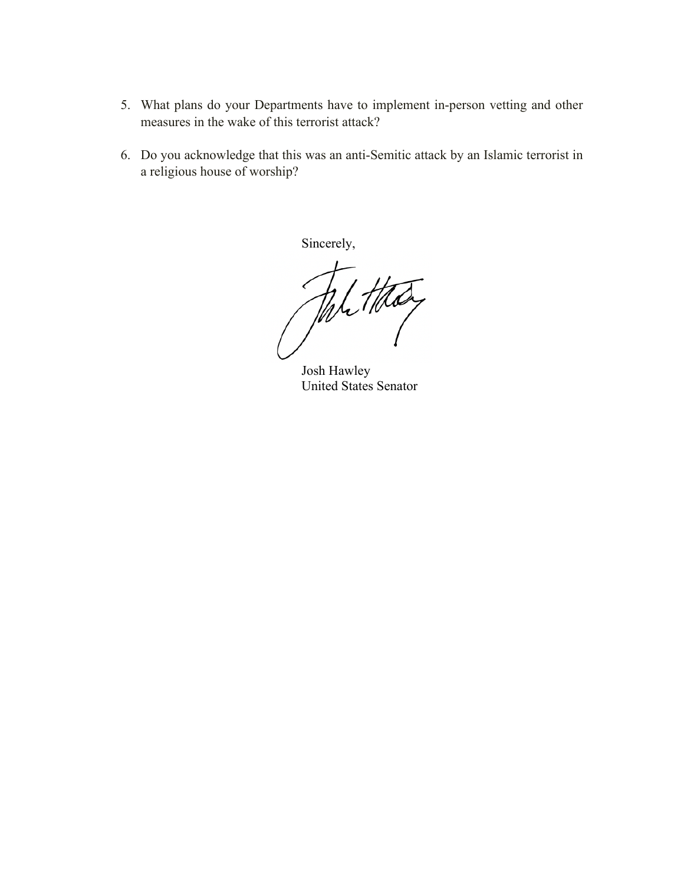5. What plans do your Departments have to implement in-person vetting and other measures in the wake of this terrorist attack?

6. Do you acknowledge that this was an anti-Semitic attack by an Islamic terrorist in a religious house of worship?

Sincerely,

Josh Hawley
United States Senator